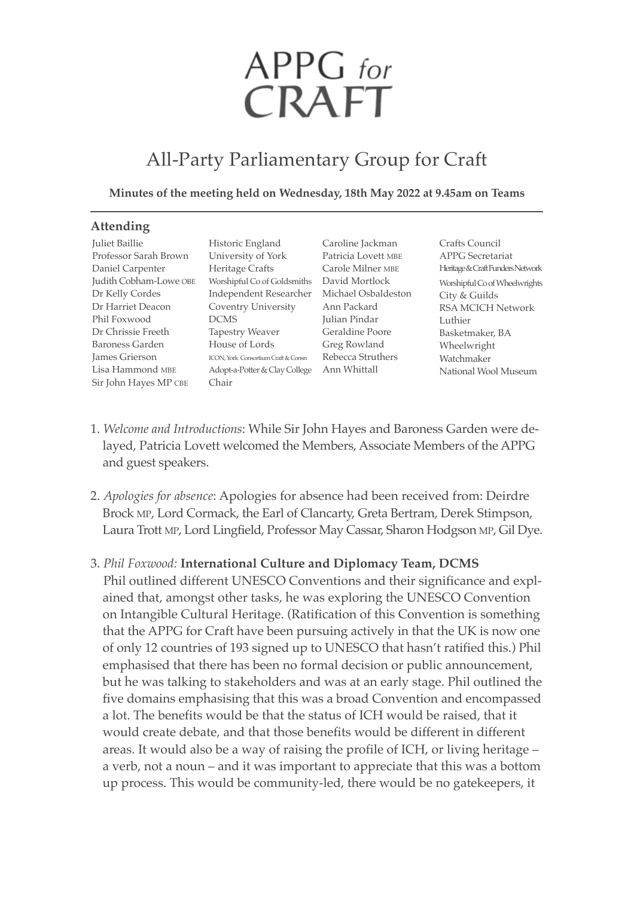# APPG for CRAFT

## All-Party Parliamentary Group for Craft

**Minutes of the meeting held on Wednesday, 18th May 2022 at 9.45am on Teams**

### Attending

| Name | Organisation | Name | Organisation |
|---|---|---|---|
| Juliet Baillie | Historic England | Caroline Jackman | Crafts Council |
| Professor Sarah Brown | University of York | Patricia Lovett MBE | APPG Secretariat |
| Daniel Carpenter | Heritage Crafts | Carole Milner MBE | Heritage & Craft Funders Network |
| Judith Cobham-Lowe OBE | Worshipful Co of Goldsmiths | David Mortlock | Worshipful Co of Wheelwrights |
| Dr Kelly Cordes | Independent Researcher | Michael Osbaldeston | City & Guilds |
| Dr Harriet Deacon | Coventry University | Ann Packard | RSA MCICH Network |
| Phil Foxwood | DCMS | Julian Pindar | Luthier |
| Dr Chrissie Freeth | Tapestry Weaver | Geraldine Poore | Basketmaker, BA |
| Baroness Garden | House of Lords | Greg Rowland | Wheelwright |
| James Grierson | ICON, York Consortium Craft & Consn | Rebecca Struthers | Watchmaker |
| Lisa Hammond MBE | Adopt-a-Potter & Clay College | Ann Whittall | National Wool Museum |
| Sir John Hayes MP CBE | Chair | | |

1. *Welcome and Introductions*: While Sir John Hayes and Baroness Garden were delayed, Patricia Lovett welcomed the Members, Associate Members of the APPG and guest speakers.

2. *Apologies for absence*: Apologies for absence had been received from: Deirdre Brock MP, Lord Cormack, the Earl of Clancarty, Greta Bertram, Derek Stimpson, Laura Trott MP, Lord Lingfield, Professor May Cassar, Sharon Hodgson MP, Gil Dye.

3. *Phil Foxwood:* **International Culture and Diplomacy Team, DCMS**
   Phil outlined different UNESCO Conventions and their significance and explained that, amongst other tasks, he was exploring the UNESCO Convention on Intangible Cultural Heritage. (Ratification of this Convention is something that the APPG for Craft have been pursuing actively in that the UK is now one of only 12 countries of 193 signed up to UNESCO that hasn't ratified this.) Phil emphasised that there has been no formal decision or public announcement, but he was talking to stakeholders and was at an early stage. Phil outlined the five domains emphasising that this was a broad Convention and encompassed a lot. The benefits would be that the status of ICH would be raised, that it would create debate, and that those benefits would be different in different areas. It would also be a way of raising the profile of ICH, or living heritage – a verb, not a noun – and it was important to appreciate that this was a bottom up process. This would be community-led, there would be no gatekeepers, it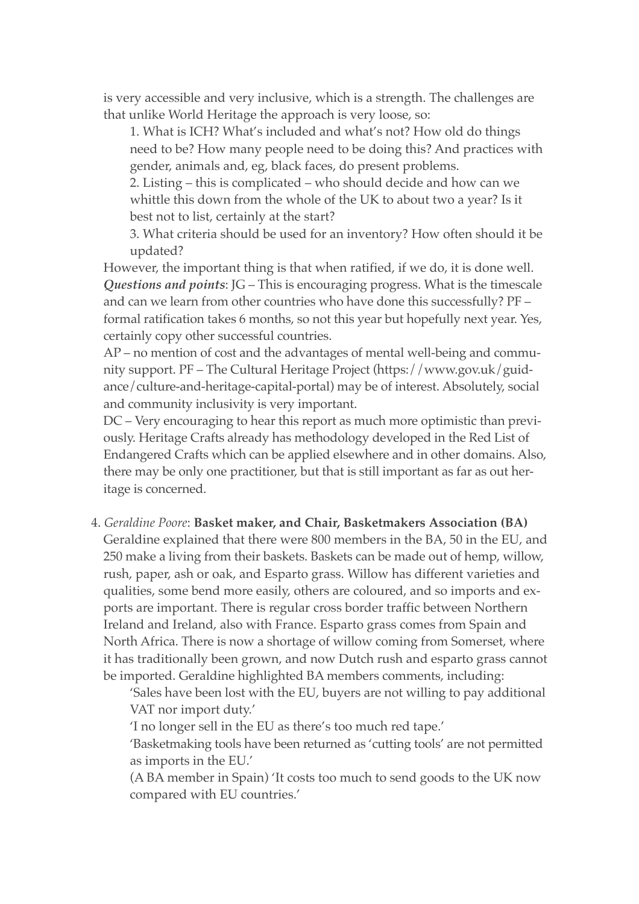is very accessible and very inclusive, which is a strength. The challenges are that unlike World Heritage the approach is very loose, so:

1. What is ICH? What's included and what's not? How old do things need to be? How many people need to be doing this? And practices with gender, animals and, eg, black faces, do present problems.
2. Listing – this is complicated – who should decide and how can we whittle this down from the whole of the UK to about two a year? Is it best not to list, certainly at the start?
3. What criteria should be used for an inventory? How often should it be updated?

However, the important thing is that when ratified, if we do, it is done well.

***Questions and points***: JG – This is encouraging progress. What is the timescale and can we learn from other countries who have done this successfully? PF – formal ratification takes 6 months, so not this year but hopefully next year. Yes, certainly copy other successful countries.

AP – no mention of cost and the advantages of mental well-being and community support. PF – The Cultural Heritage Project (https://www.gov.uk/guidance/culture-and-heritage-capital-portal) may be of interest. Absolutely, social and community inclusivity is very important.

DC – Very encouraging to hear this report as much more optimistic than previously. Heritage Crafts already has methodology developed in the Red List of Endangered Crafts which can be applied elsewhere and in other domains. Also, there may be only one practitioner, but that is still important as far as out heritage is concerned.

4. *Geraldine Poore*: **Basket maker, and Chair, Basketmakers Association (BA)**

Geraldine explained that there were 800 members in the BA, 50 in the EU, and 250 make a living from their baskets. Baskets can be made out of hemp, willow, rush, paper, ash or oak, and Esparto grass. Willow has different varieties and qualities, some bend more easily, others are coloured, and so imports and exports are important. There is regular cross border traffic between Northern Ireland and Ireland, also with France. Esparto grass comes from Spain and North Africa. There is now a shortage of willow coming from Somerset, where it has traditionally been grown, and now Dutch rush and esparto grass cannot be imported. Geraldine highlighted BA members comments, including:

'Sales have been lost with the EU, buyers are not willing to pay additional VAT nor import duty.'

'I no longer sell in the EU as there's too much red tape.'

'Basketmaking tools have been returned as 'cutting tools' are not permitted as imports in the EU.'

(A BA member in Spain) 'It costs too much to send goods to the UK now compared with EU countries.'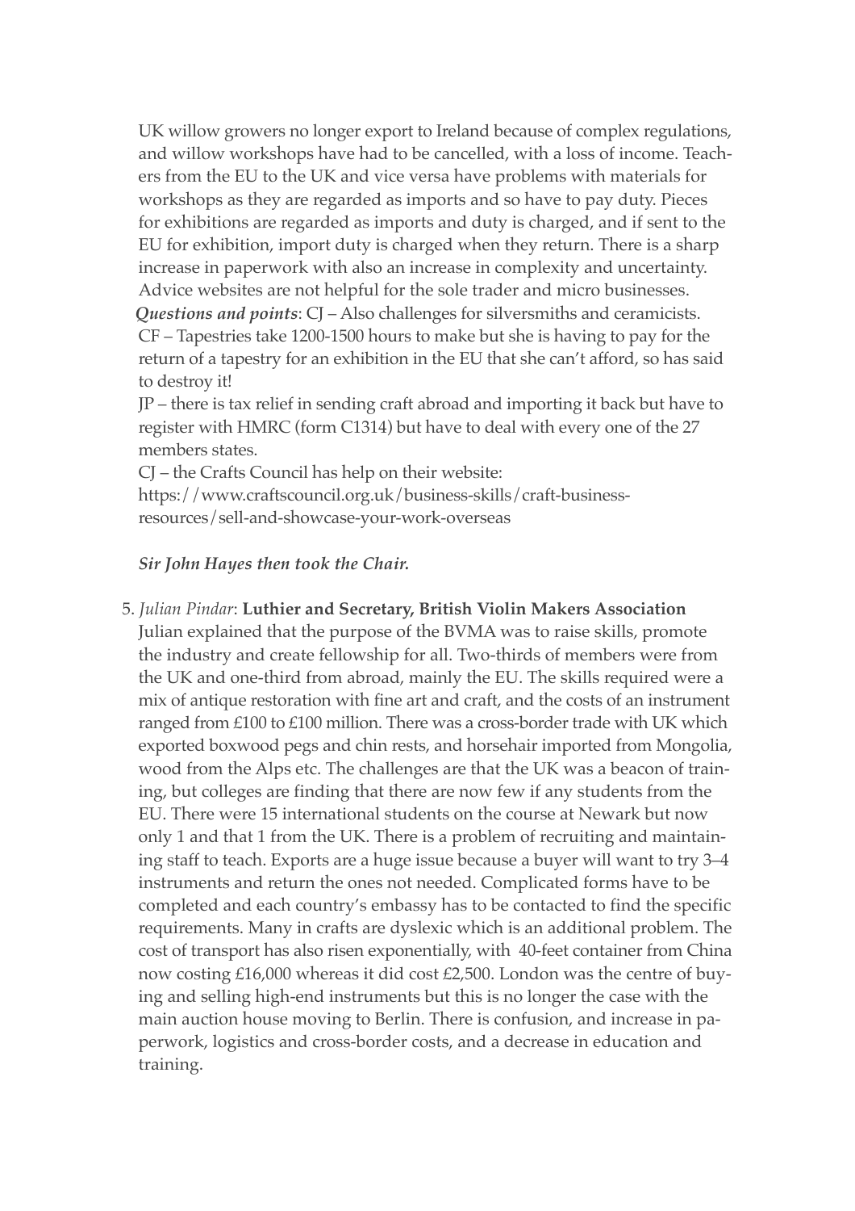UK willow growers no longer export to Ireland because of complex regulations, and willow workshops have had to be cancelled, with a loss of income. Teachers from the EU to the UK and vice versa have problems with materials for workshops as they are regarded as imports and so have to pay duty. Pieces for exhibitions are regarded as imports and duty is charged, and if sent to the EU for exhibition, import duty is charged when they return. There is a sharp increase in paperwork with also an increase in complexity and uncertainty. Advice websites are not helpful for the sole trader and micro businesses.

***Questions and points***: CJ – Also challenges for silversmiths and ceramicists.

CF – Tapestries take 1200-1500 hours to make but she is having to pay for the return of a tapestry for an exhibition in the EU that she can't afford, so has said to destroy it!

JP – there is tax relief in sending craft abroad and importing it back but have to register with HMRC (form C1314) but have to deal with every one of the 27 members states.

CJ – the Crafts Council has help on their website:
https://www.craftscouncil.org.uk/business-skills/craft-business-resources/sell-and-showcase-your-work-overseas

***Sir John Hayes then took the Chair.***

5. *Julian Pindar*: **Luthier and Secretary, British Violin Makers Association**
Julian explained that the purpose of the BVMA was to raise skills, promote the industry and create fellowship for all. Two-thirds of members were from the UK and one-third from abroad, mainly the EU. The skills required were a mix of antique restoration with fine art and craft, and the costs of an instrument ranged from £100 to £100 million. There was a cross-border trade with UK which exported boxwood pegs and chin rests, and horsehair imported from Mongolia, wood from the Alps etc. The challenges are that the UK was a beacon of training, but colleges are finding that there are now few if any students from the EU. There were 15 international students on the course at Newark but now only 1 and that 1 from the UK. There is a problem of recruiting and maintaining staff to teach. Exports are a huge issue because a buyer will want to try 3–4 instruments and return the ones not needed. Complicated forms have to be completed and each country's embassy has to be contacted to find the specific requirements. Many in crafts are dyslexic which is an additional problem. The cost of transport has also risen exponentially, with 40-feet container from China now costing £16,000 whereas it did cost £2,500. London was the centre of buying and selling high-end instruments but this is no longer the case with the main auction house moving to Berlin. There is confusion, and increase in paperwork, logistics and cross-border costs, and a decrease in education and training.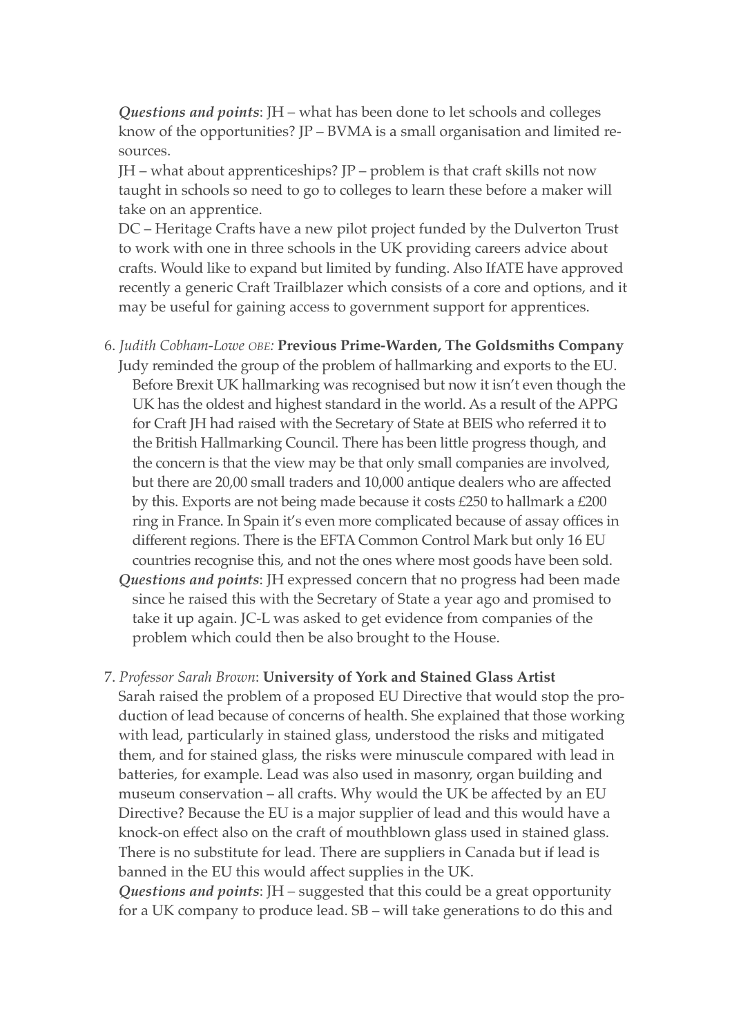*Questions and points*: JH – what has been done to let schools and colleges know of the opportunities? JP – BVMA is a small organisation and limited resources.
JH – what about apprenticeships? JP – problem is that craft skills not now taught in schools so need to go to colleges to learn these before a maker will take on an apprentice.
DC – Heritage Crafts have a new pilot project funded by the Dulverton Trust to work with one in three schools in the UK providing careers advice about crafts. Would like to expand but limited by funding. Also IfATE have approved recently a generic Craft Trailblazer which consists of a core and options, and it may be useful for gaining access to government support for apprentices.

6. *Judith Cobham-Lowe OBE:* **Previous Prime-Warden, The Goldsmiths Company**
   Judy reminded the group of the problem of hallmarking and exports to the EU. Before Brexit UK hallmarking was recognised but now it isn't even though the UK has the oldest and highest standard in the world. As a result of the APPG for Craft JH had raised with the Secretary of State at BEIS who referred it to the British Hallmarking Council. There has been little progress though, and the concern is that the view may be that only small companies are involved, but there are 20,00 small traders and 10,000 antique dealers who are affected by this. Exports are not being made because it costs £250 to hallmark a £200 ring in France. In Spain it's even more complicated because of assay offices in different regions. There is the EFTA Common Control Mark but only 16 EU countries recognise this, and not the ones where most goods have been sold.
   *Questions and points*: JH expressed concern that no progress had been made since he raised this with the Secretary of State a year ago and promised to take it up again. JC-L was asked to get evidence from companies of the problem which could then be also brought to the House.

7. *Professor Sarah Brown*: **University of York and Stained Glass Artist**
   Sarah raised the problem of a proposed EU Directive that would stop the production of lead because of concerns of health. She explained that those working with lead, particularly in stained glass, understood the risks and mitigated them, and for stained glass, the risks were minuscule compared with lead in batteries, for example. Lead was also used in masonry, organ building and museum conservation – all crafts. Why would the UK be affected by an EU Directive? Because the EU is a major supplier of lead and this would have a knock-on effect also on the craft of mouthblown glass used in stained glass. There is no substitute for lead. There are suppliers in Canada but if lead is banned in the EU this would affect supplies in the UK.
   *Questions and points*: JH – suggested that this could be a great opportunity for a UK company to produce lead. SB – will take generations to do this and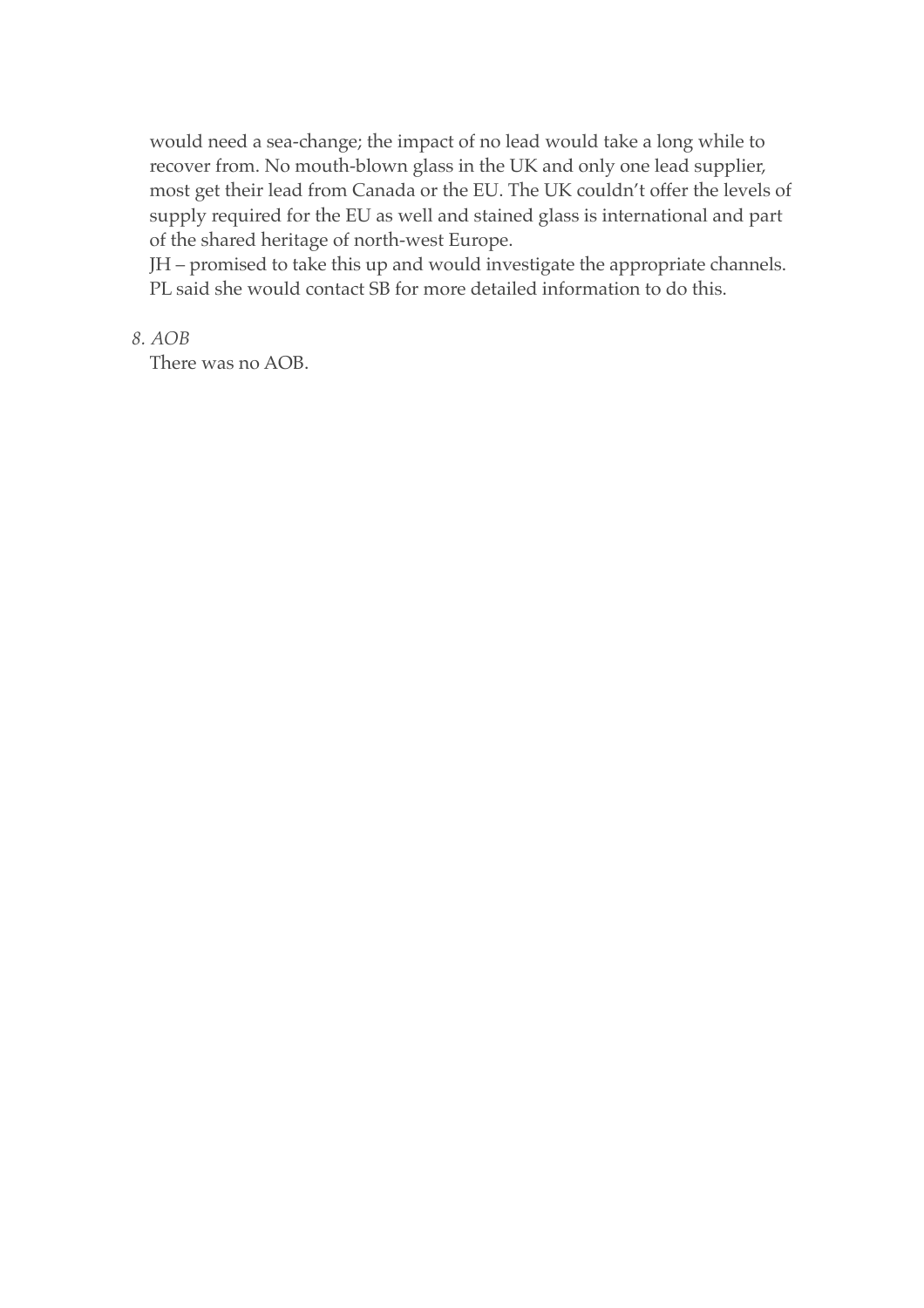would need a sea-change; the impact of no lead would take a long while to recover from. No mouth-blown glass in the UK and only one lead supplier, most get their lead from Canada or the EU. The UK couldn't offer the levels of supply required for the EU as well and stained glass is international and part of the shared heritage of north-west Europe.
JH – promised to take this up and would investigate the appropriate channels. PL said she would contact SB for more detailed information to do this.

*8. AOB*
There was no AOB.